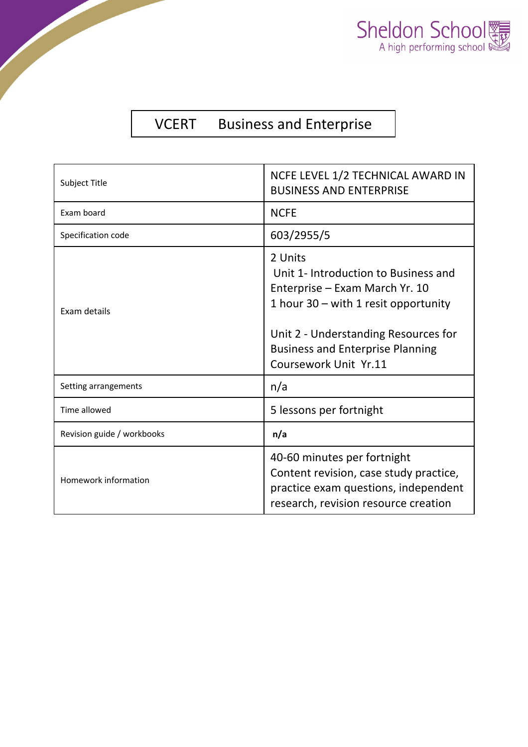Sheldon School
A high performing school

# VCERT Business and Enterprise

| Subject Title | NCFE LEVEL 1/2 TECHNICAL AWARD IN BUSINESS AND ENTERPRISE |
|---|---|
| Exam board | NCFE |
| Specification code | 603/2955/5 |
| Exam details | 2 Units<br>Unit 1- Introduction to Business and Enterprise – Exam March Yr. 10<br>1 hour 30 – with 1 resit opportunity<br><br>Unit 2 - Understanding Resources for Business and Enterprise Planning Coursework Unit Yr.11 |
| Setting arrangements | n/a |
| Time allowed | 5 lessons per fortnight |
| Revision guide / workbooks | **n/a** |
| Homework information | 40-60 minutes per fortnight<br>Content revision, case study practice, practice exam questions, independent research, revision resource creation |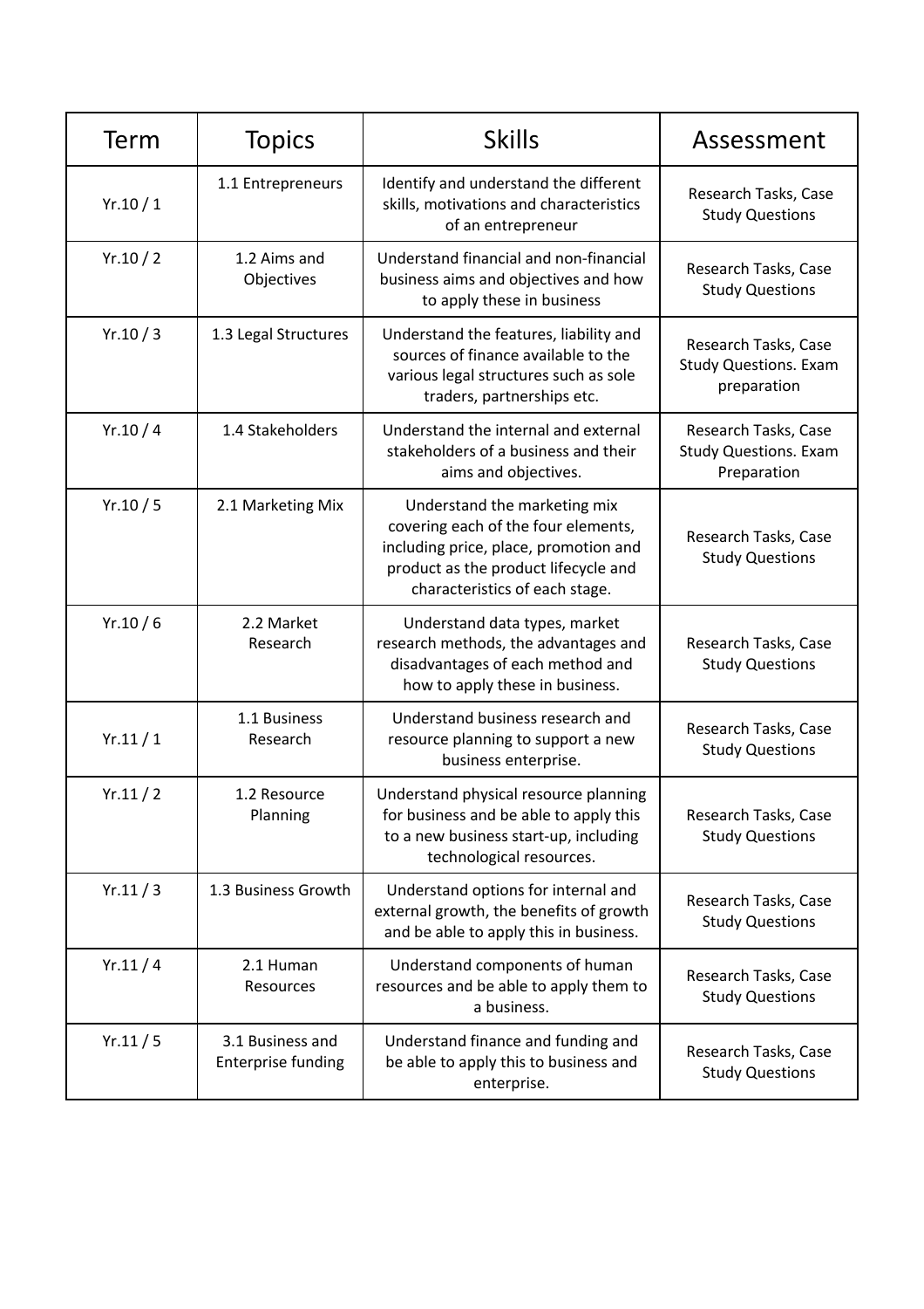| Term | Topics | Skills | Assessment |
| --- | --- | --- | --- |
| Yr.10 / 1 | 1.1 Entrepreneurs | Identify and understand the different skills, motivations and characteristics of an entrepreneur | Research Tasks, Case Study Questions |
| Yr.10 / 2 | 1.2 Aims and Objectives | Understand financial and non-financial business aims and objectives and how to apply these in business | Research Tasks, Case Study Questions |
| Yr.10 / 3 | 1.3 Legal Structures | Understand the features, liability and sources of finance available to the various legal structures such as sole traders, partnerships etc. | Research Tasks, Case Study Questions. Exam preparation |
| Yr.10 / 4 | 1.4 Stakeholders | Understand the internal and external stakeholders of a business and their aims and objectives. | Research Tasks, Case Study Questions. Exam Preparation |
| Yr.10 / 5 | 2.1 Marketing Mix | Understand the marketing mix covering each of the four elements, including price, place, promotion and product as the product lifecycle and characteristics of each stage. | Research Tasks, Case Study Questions |
| Yr.10 / 6 | 2.2 Market Research | Understand data types, market research methods, the advantages and disadvantages of each method and how to apply these in business. | Research Tasks, Case Study Questions |
| Yr.11 / 1 | 1.1 Business Research | Understand business research and resource planning to support a new business enterprise. | Research Tasks, Case Study Questions |
| Yr.11 / 2 | 1.2 Resource Planning | Understand physical resource planning for business and be able to apply this to a new business start-up, including technological resources. | Research Tasks, Case Study Questions |
| Yr.11 / 3 | 1.3 Business Growth | Understand options for internal and external growth, the benefits of growth and be able to apply this in business. | Research Tasks, Case Study Questions |
| Yr.11 / 4 | 2.1 Human Resources | Understand components of human resources and be able to apply them to a business. | Research Tasks, Case Study Questions |
| Yr.11 / 5 | 3.1 Business and Enterprise funding | Understand finance and funding and be able to apply this to business and enterprise. | Research Tasks, Case Study Questions |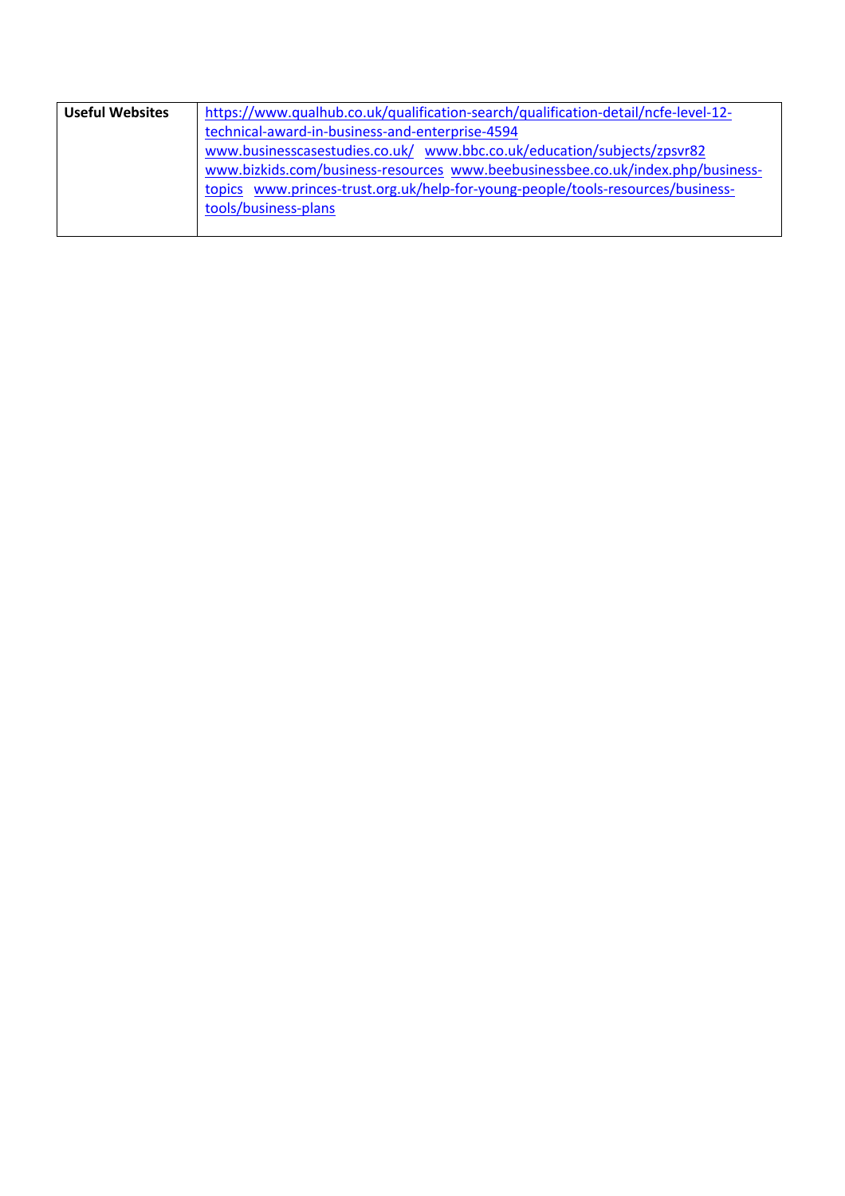| | |
|---|---|
| **Useful Websites** | https://www.qualhub.co.uk/qualification-search/qualification-detail/ncfe-level-12-technical-award-in-business-and-enterprise-4594 www.businesscasestudies.co.uk/ www.bbc.co.uk/education/subjects/zpsvr82 www.bizkids.com/business-resources www.beebusinessbee.co.uk/index.php/business-topics www.princes-trust.org.uk/help-for-young-people/tools-resources/business-tools/business-plans |